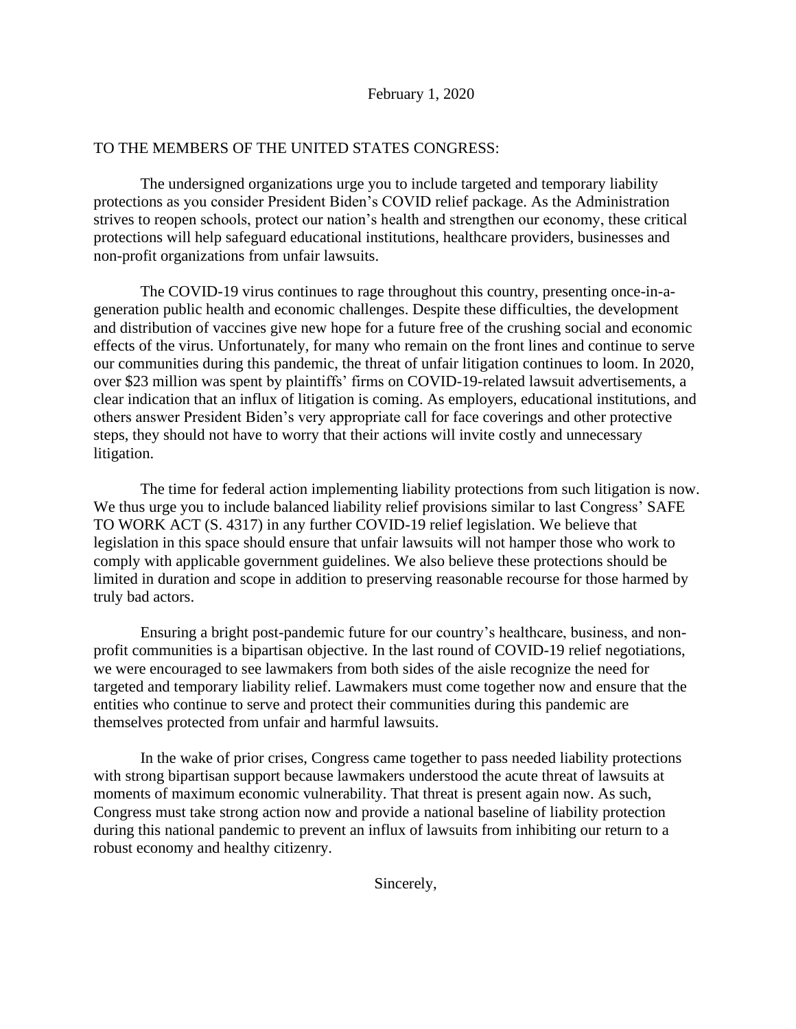February 1, 2020

TO THE MEMBERS OF THE UNITED STATES CONGRESS:

The undersigned organizations urge you to include targeted and temporary liability protections as you consider President Biden's COVID relief package. As the Administration strives to reopen schools, protect our nation's health and strengthen our economy, these critical protections will help safeguard educational institutions, healthcare providers, businesses and non-profit organizations from unfair lawsuits.

The COVID-19 virus continues to rage throughout this country, presenting once-in-a-generation public health and economic challenges. Despite these difficulties, the development and distribution of vaccines give new hope for a future free of the crushing social and economic effects of the virus. Unfortunately, for many who remain on the front lines and continue to serve our communities during this pandemic, the threat of unfair litigation continues to loom. In 2020, over $23 million was spent by plaintiffs' firms on COVID-19-related lawsuit advertisements, a clear indication that an influx of litigation is coming. As employers, educational institutions, and others answer President Biden's very appropriate call for face coverings and other protective steps, they should not have to worry that their actions will invite costly and unnecessary litigation.

The time for federal action implementing liability protections from such litigation is now. We thus urge you to include balanced liability relief provisions similar to last Congress' SAFE TO WORK ACT (S. 4317) in any further COVID-19 relief legislation. We believe that legislation in this space should ensure that unfair lawsuits will not hamper those who work to comply with applicable government guidelines. We also believe these protections should be limited in duration and scope in addition to preserving reasonable recourse for those harmed by truly bad actors.

Ensuring a bright post-pandemic future for our country's healthcare, business, and non-profit communities is a bipartisan objective. In the last round of COVID-19 relief negotiations, we were encouraged to see lawmakers from both sides of the aisle recognize the need for targeted and temporary liability relief. Lawmakers must come together now and ensure that the entities who continue to serve and protect their communities during this pandemic are themselves protected from unfair and harmful lawsuits.

In the wake of prior crises, Congress came together to pass needed liability protections with strong bipartisan support because lawmakers understood the acute threat of lawsuits at moments of maximum economic vulnerability. That threat is present again now. As such, Congress must take strong action now and provide a national baseline of liability protection during this national pandemic to prevent an influx of lawsuits from inhibiting our return to a robust economy and healthy citizenry.

Sincerely,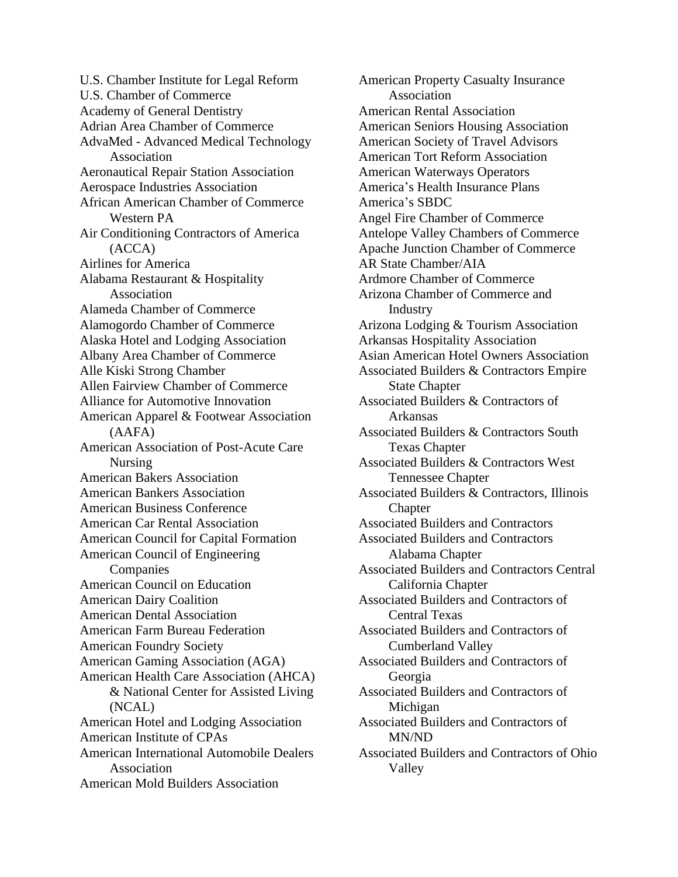U.S. Chamber Institute for Legal Reform
U.S. Chamber of Commerce
Academy of General Dentistry
Adrian Area Chamber of Commerce
AdvaMed - Advanced Medical Technology Association
Aeronautical Repair Station Association
Aerospace Industries Association
African American Chamber of Commerce Western PA
Air Conditioning Contractors of America (ACCA)
Airlines for America
Alabama Restaurant & Hospitality Association
Alameda Chamber of Commerce
Alamogordo Chamber of Commerce
Alaska Hotel and Lodging Association
Albany Area Chamber of Commerce
Alle Kiski Strong Chamber
Allen Fairview Chamber of Commerce
Alliance for Automotive Innovation
American Apparel & Footwear Association (AAFA)
American Association of Post-Acute Care Nursing
American Bakers Association
American Bankers Association
American Business Conference
American Car Rental Association
American Council for Capital Formation
American Council of Engineering Companies
American Council on Education
American Dairy Coalition
American Dental Association
American Farm Bureau Federation
American Foundry Society
American Gaming Association (AGA)
American Health Care Association (AHCA) & National Center for Assisted Living (NCAL)
American Hotel and Lodging Association
American Institute of CPAs
American International Automobile Dealers Association
American Mold Builders Association
American Property Casualty Insurance Association
American Rental Association
American Seniors Housing Association
American Society of Travel Advisors
American Tort Reform Association
American Waterways Operators
America's Health Insurance Plans
America's SBDC
Angel Fire Chamber of Commerce
Antelope Valley Chambers of Commerce
Apache Junction Chamber of Commerce
AR State Chamber/AIA
Ardmore Chamber of Commerce
Arizona Chamber of Commerce and Industry
Arizona Lodging & Tourism Association
Arkansas Hospitality Association
Asian American Hotel Owners Association
Associated Builders & Contractors Empire State Chapter
Associated Builders & Contractors of Arkansas
Associated Builders & Contractors South Texas Chapter
Associated Builders & Contractors West Tennessee Chapter
Associated Builders & Contractors, Illinois Chapter
Associated Builders and Contractors
Associated Builders and Contractors Alabama Chapter
Associated Builders and Contractors Central California Chapter
Associated Builders and Contractors of Central Texas
Associated Builders and Contractors of Cumberland Valley
Associated Builders and Contractors of Georgia
Associated Builders and Contractors of Michigan
Associated Builders and Contractors of MN/ND
Associated Builders and Contractors of Ohio Valley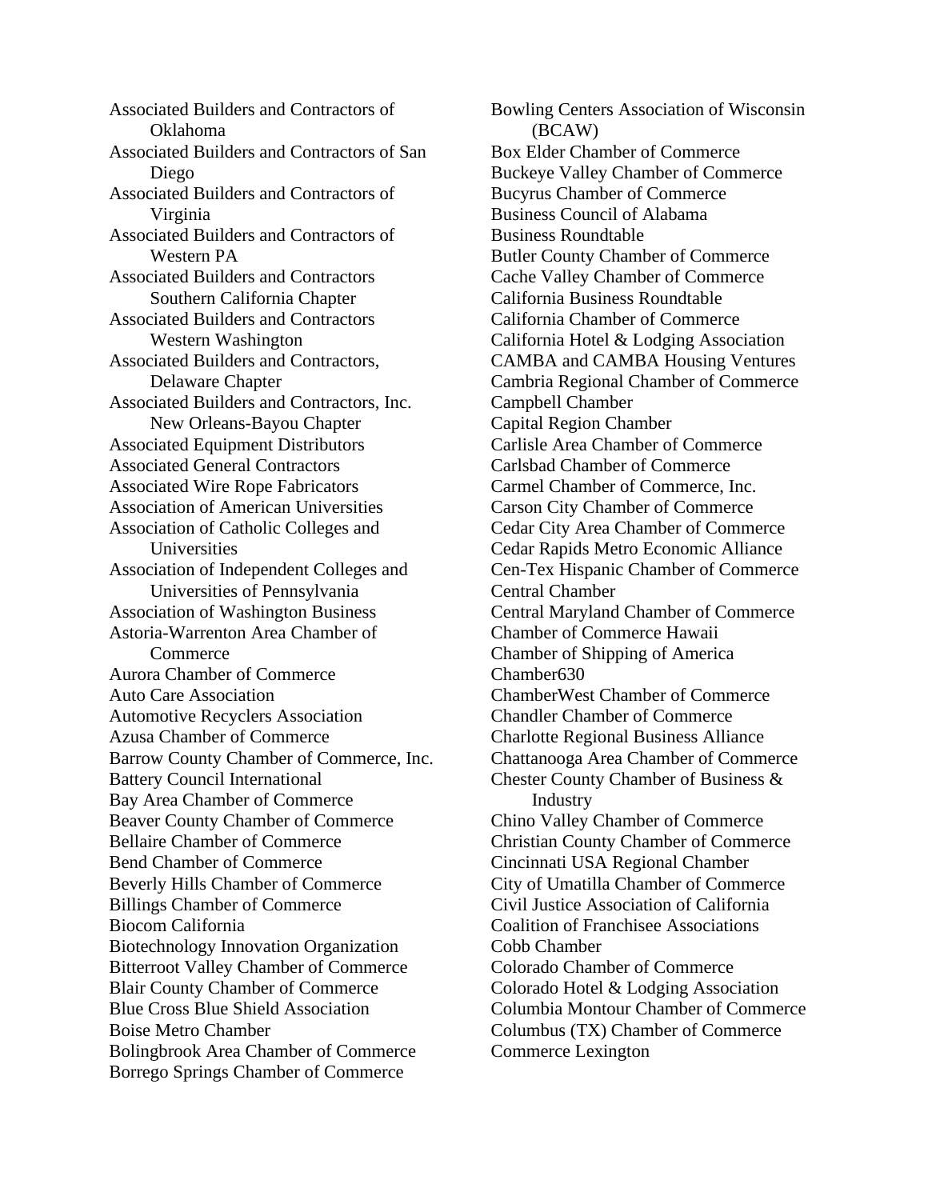Associated Builders and Contractors of Oklahoma
Associated Builders and Contractors of San Diego
Associated Builders and Contractors of Virginia
Associated Builders and Contractors of Western PA
Associated Builders and Contractors Southern California Chapter
Associated Builders and Contractors Western Washington
Associated Builders and Contractors, Delaware Chapter
Associated Builders and Contractors, Inc. New Orleans-Bayou Chapter
Associated Equipment Distributors
Associated General Contractors
Associated Wire Rope Fabricators
Association of American Universities
Association of Catholic Colleges and Universities
Association of Independent Colleges and Universities of Pennsylvania
Association of Washington Business
Astoria-Warrenton Area Chamber of Commerce
Aurora Chamber of Commerce
Auto Care Association
Automotive Recyclers Association
Azusa Chamber of Commerce
Barrow County Chamber of Commerce, Inc.
Battery Council International
Bay Area Chamber of Commerce
Beaver County Chamber of Commerce
Bellaire Chamber of Commerce
Bend Chamber of Commerce
Beverly Hills Chamber of Commerce
Billings Chamber of Commerce
Biocom California
Biotechnology Innovation Organization
Bitterroot Valley Chamber of Commerce
Blair County Chamber of Commerce
Blue Cross Blue Shield Association
Boise Metro Chamber
Bolingbrook Area Chamber of Commerce
Borrego Springs Chamber of Commerce
Bowling Centers Association of Wisconsin (BCAW)
Box Elder Chamber of Commerce
Buckeye Valley Chamber of Commerce
Bucyrus Chamber of Commerce
Business Council of Alabama
Business Roundtable
Butler County Chamber of Commerce
Cache Valley Chamber of Commerce
California Business Roundtable
California Chamber of Commerce
California Hotel & Lodging Association
CAMBA and CAMBA Housing Ventures
Cambria Regional Chamber of Commerce
Campbell Chamber
Capital Region Chamber
Carlisle Area Chamber of Commerce
Carlsbad Chamber of Commerce
Carmel Chamber of Commerce, Inc.
Carson City Chamber of Commerce
Cedar City Area Chamber of Commerce
Cedar Rapids Metro Economic Alliance
Cen-Tex Hispanic Chamber of Commerce
Central Chamber
Central Maryland Chamber of Commerce
Chamber of Commerce Hawaii
Chamber of Shipping of America
Chamber630
ChamberWest Chamber of Commerce
Chandler Chamber of Commerce
Charlotte Regional Business Alliance
Chattanooga Area Chamber of Commerce
Chester County Chamber of Business & Industry
Chino Valley Chamber of Commerce
Christian County Chamber of Commerce
Cincinnati USA Regional Chamber
City of Umatilla Chamber of Commerce
Civil Justice Association of California
Coalition of Franchisee Associations
Cobb Chamber
Colorado Chamber of Commerce
Colorado Hotel & Lodging Association
Columbia Montour Chamber of Commerce
Columbus (TX) Chamber of Commerce
Commerce Lexington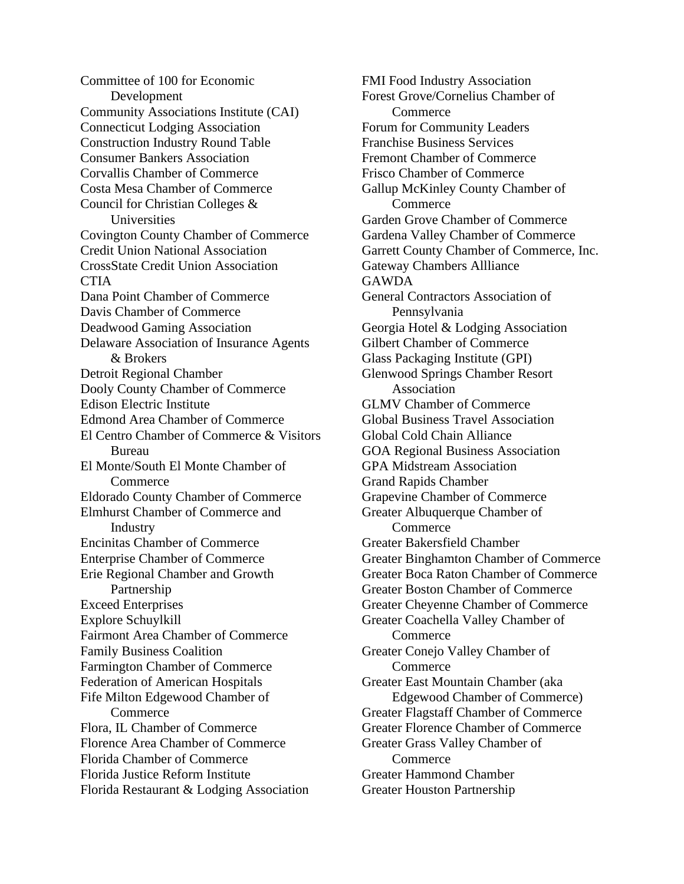Committee of 100 for Economic Development
Community Associations Institute (CAI)
Connecticut Lodging Association
Construction Industry Round Table
Consumer Bankers Association
Corvallis Chamber of Commerce
Costa Mesa Chamber of Commerce
Council for Christian Colleges & Universities
Covington County Chamber of Commerce
Credit Union National Association
CrossState Credit Union Association
CTIA
Dana Point Chamber of Commerce
Davis Chamber of Commerce
Deadwood Gaming Association
Delaware Association of Insurance Agents & Brokers
Detroit Regional Chamber
Dooly County Chamber of Commerce
Edison Electric Institute
Edmond Area Chamber of Commerce
El Centro Chamber of Commerce & Visitors Bureau
El Monte/South El Monte Chamber of Commerce
Eldorado County Chamber of Commerce
Elmhurst Chamber of Commerce and Industry
Encinitas Chamber of Commerce
Enterprise Chamber of Commerce
Erie Regional Chamber and Growth Partnership
Exceed Enterprises
Explore Schuylkill
Fairmont Area Chamber of Commerce
Family Business Coalition
Farmington Chamber of Commerce
Federation of American Hospitals
Fife Milton Edgewood Chamber of Commerce
Flora, IL Chamber of Commerce
Florence Area Chamber of Commerce
Florida Chamber of Commerce
Florida Justice Reform Institute
Florida Restaurant & Lodging Association
FMI Food Industry Association
Forest Grove/Cornelius Chamber of Commerce
Forum for Community Leaders
Franchise Business Services
Fremont Chamber of Commerce
Frisco Chamber of Commerce
Gallup McKinley County Chamber of Commerce
Garden Grove Chamber of Commerce
Gardena Valley Chamber of Commerce
Garrett County Chamber of Commerce, Inc.
Gateway Chambers Allliance
GAWDA
General Contractors Association of Pennsylvania
Georgia Hotel & Lodging Association
Gilbert Chamber of Commerce
Glass Packaging Institute (GPI)
Glenwood Springs Chamber Resort Association
GLMV Chamber of Commerce
Global Business Travel Association
Global Cold Chain Alliance
GOA Regional Business Association
GPA Midstream Association
Grand Rapids Chamber
Grapevine Chamber of Commerce
Greater Albuquerque Chamber of Commerce
Greater Bakersfield Chamber
Greater Binghamton Chamber of Commerce
Greater Boca Raton Chamber of Commerce
Greater Boston Chamber of Commerce
Greater Cheyenne Chamber of Commerce
Greater Coachella Valley Chamber of Commerce
Greater Conejo Valley Chamber of Commerce
Greater East Mountain Chamber (aka Edgewood Chamber of Commerce)
Greater Flagstaff Chamber of Commerce
Greater Florence Chamber of Commerce
Greater Grass Valley Chamber of Commerce
Greater Hammond Chamber
Greater Houston Partnership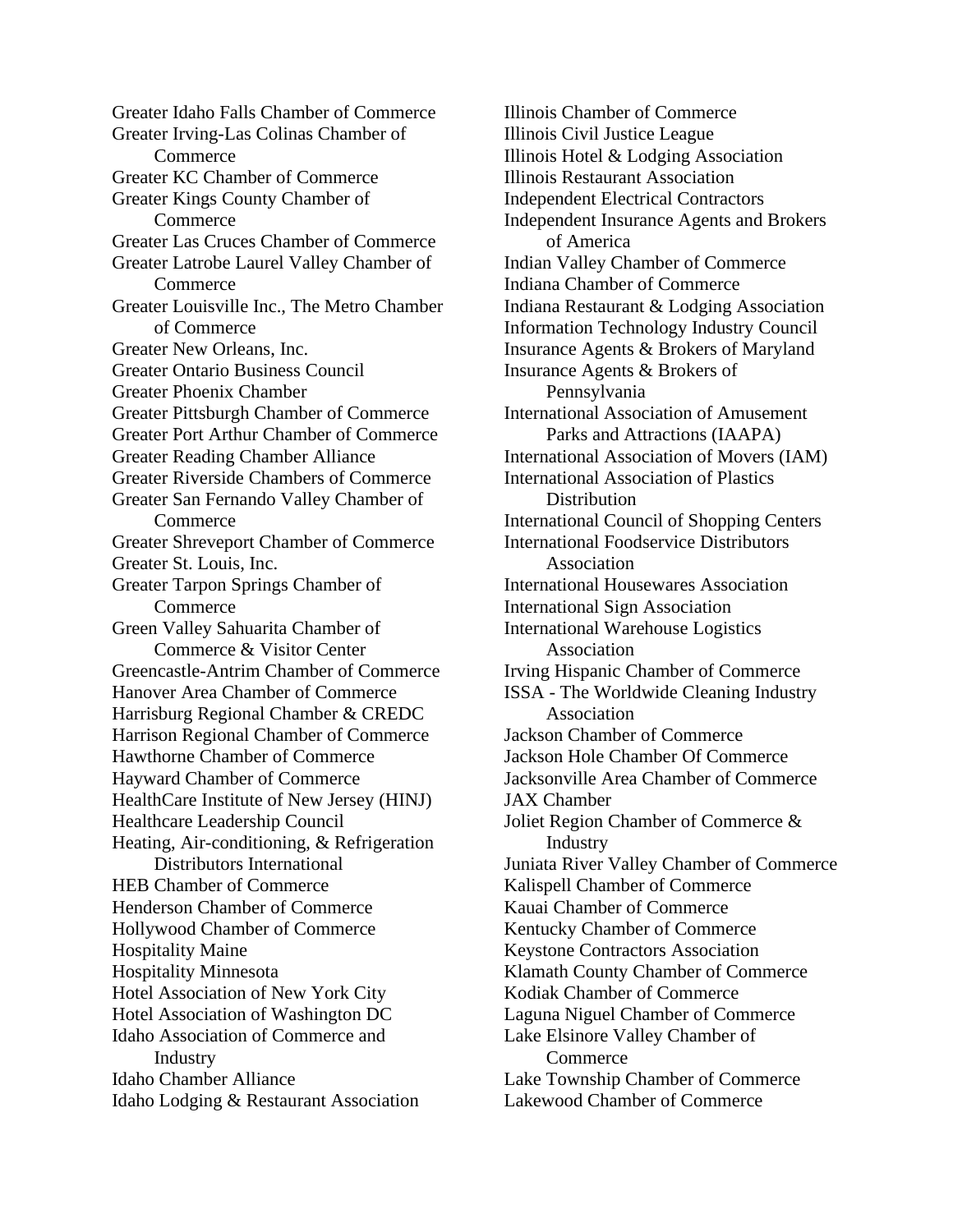Greater Idaho Falls Chamber of Commerce
Greater Irving-Las Colinas Chamber of Commerce
Greater KC Chamber of Commerce
Greater Kings County Chamber of Commerce
Greater Las Cruces Chamber of Commerce
Greater Latrobe Laurel Valley Chamber of Commerce
Greater Louisville Inc., The Metro Chamber of Commerce
Greater New Orleans, Inc.
Greater Ontario Business Council
Greater Phoenix Chamber
Greater Pittsburgh Chamber of Commerce
Greater Port Arthur Chamber of Commerce
Greater Reading Chamber Alliance
Greater Riverside Chambers of Commerce
Greater San Fernando Valley Chamber of Commerce
Greater Shreveport Chamber of Commerce
Greater St. Louis, Inc.
Greater Tarpon Springs Chamber of Commerce
Green Valley Sahuarita Chamber of Commerce & Visitor Center
Greencastle-Antrim Chamber of Commerce
Hanover Area Chamber of Commerce
Harrisburg Regional Chamber & CREDC
Harrison Regional Chamber of Commerce
Hawthorne Chamber of Commerce
Hayward Chamber of Commerce
HealthCare Institute of New Jersey (HINJ)
Healthcare Leadership Council
Heating, Air-conditioning, & Refrigeration Distributors International
HEB Chamber of Commerce
Henderson Chamber of Commerce
Hollywood Chamber of Commerce
Hospitality Maine
Hospitality Minnesota
Hotel Association of New York City
Hotel Association of Washington DC
Idaho Association of Commerce and Industry
Idaho Chamber Alliance
Idaho Lodging & Restaurant Association
Illinois Chamber of Commerce
Illinois Civil Justice League
Illinois Hotel & Lodging Association
Illinois Restaurant Association
Independent Electrical Contractors
Independent Insurance Agents and Brokers of America
Indian Valley Chamber of Commerce
Indiana Chamber of Commerce
Indiana Restaurant & Lodging Association
Information Technology Industry Council
Insurance Agents & Brokers of Maryland
Insurance Agents & Brokers of Pennsylvania
International Association of Amusement Parks and Attractions (IAAPA)
International Association of Movers (IAM)
International Association of Plastics Distribution
International Council of Shopping Centers
International Foodservice Distributors Association
International Housewares Association
International Sign Association
International Warehouse Logistics Association
Irving Hispanic Chamber of Commerce
ISSA - The Worldwide Cleaning Industry Association
Jackson Chamber of Commerce
Jackson Hole Chamber Of Commerce
Jacksonville Area Chamber of Commerce
JAX Chamber
Joliet Region Chamber of Commerce & Industry
Juniata River Valley Chamber of Commerce
Kalispell Chamber of Commerce
Kauai Chamber of Commerce
Kentucky Chamber of Commerce
Keystone Contractors Association
Klamath County Chamber of Commerce
Kodiak Chamber of Commerce
Laguna Niguel Chamber of Commerce
Lake Elsinore Valley Chamber of Commerce
Lake Township Chamber of Commerce
Lakewood Chamber of Commerce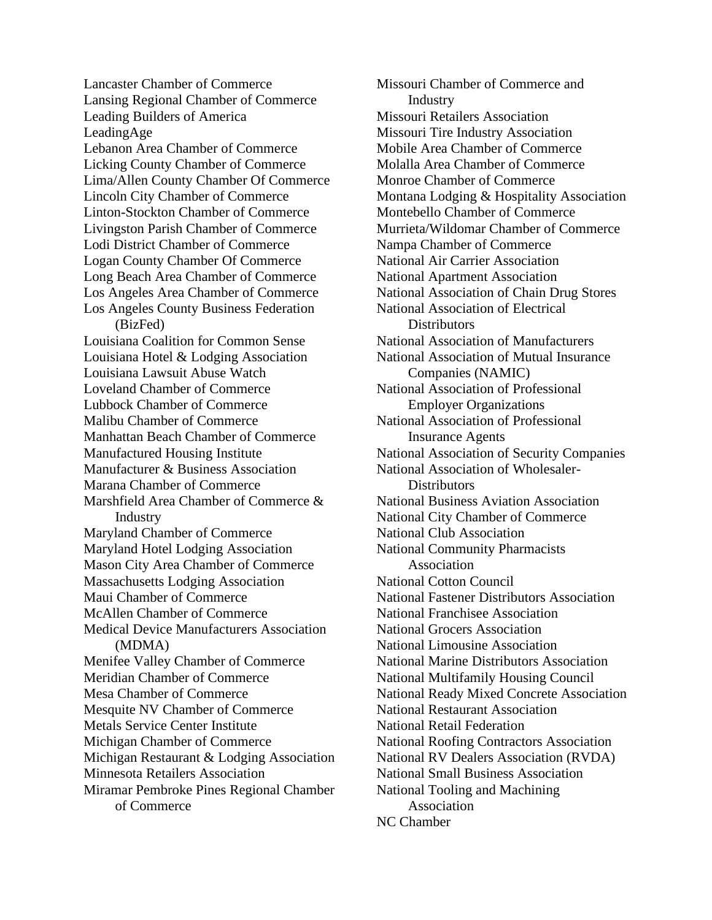Lancaster Chamber of Commerce
Lansing Regional Chamber of Commerce
Leading Builders of America
LeadingAge
Lebanon Area Chamber of Commerce
Licking County Chamber of Commerce
Lima/Allen County Chamber Of Commerce
Lincoln City Chamber of Commerce
Linton-Stockton Chamber of Commerce
Livingston Parish Chamber of Commerce
Lodi District Chamber of Commerce
Logan County Chamber Of Commerce
Long Beach Area Chamber of Commerce
Los Angeles Area Chamber of Commerce
Los Angeles County Business Federation (BizFed)
Louisiana Coalition for Common Sense
Louisiana Hotel & Lodging Association
Louisiana Lawsuit Abuse Watch
Loveland Chamber of Commerce
Lubbock Chamber of Commerce
Malibu Chamber of Commerce
Manhattan Beach Chamber of Commerce
Manufactured Housing Institute
Manufacturer & Business Association
Marana Chamber of Commerce
Marshfield Area Chamber of Commerce & Industry
Maryland Chamber of Commerce
Maryland Hotel Lodging Association
Mason City Area Chamber of Commerce
Massachusetts Lodging Association
Maui Chamber of Commerce
McAllen Chamber of Commerce
Medical Device Manufacturers Association (MDMA)
Menifee Valley Chamber of Commerce
Meridian Chamber of Commerce
Mesa Chamber of Commerce
Mesquite NV Chamber of Commerce
Metals Service Center Institute
Michigan Chamber of Commerce
Michigan Restaurant & Lodging Association
Minnesota Retailers Association
Miramar Pembroke Pines Regional Chamber of Commerce
Missouri Chamber of Commerce and Industry
Missouri Retailers Association
Missouri Tire Industry Association
Mobile Area Chamber of Commerce
Molalla Area Chamber of Commerce
Monroe Chamber of Commerce
Montana Lodging & Hospitality Association
Montebello Chamber of Commerce
Murrieta/Wildomar Chamber of Commerce
Nampa Chamber of Commerce
National Air Carrier Association
National Apartment Association
National Association of Chain Drug Stores
National Association of Electrical Distributors
National Association of Manufacturers
National Association of Mutual Insurance Companies (NAMIC)
National Association of Professional Employer Organizations
National Association of Professional Insurance Agents
National Association of Security Companies
National Association of Wholesaler-Distributors
National Business Aviation Association
National City Chamber of Commerce
National Club Association
National Community Pharmacists Association
National Cotton Council
National Fastener Distributors Association
National Franchisee Association
National Grocers Association
National Limousine Association
National Marine Distributors Association
National Multifamily Housing Council
National Ready Mixed Concrete Association
National Restaurant Association
National Retail Federation
National Roofing Contractors Association
National RV Dealers Association (RVDA)
National Small Business Association
National Tooling and Machining Association
NC Chamber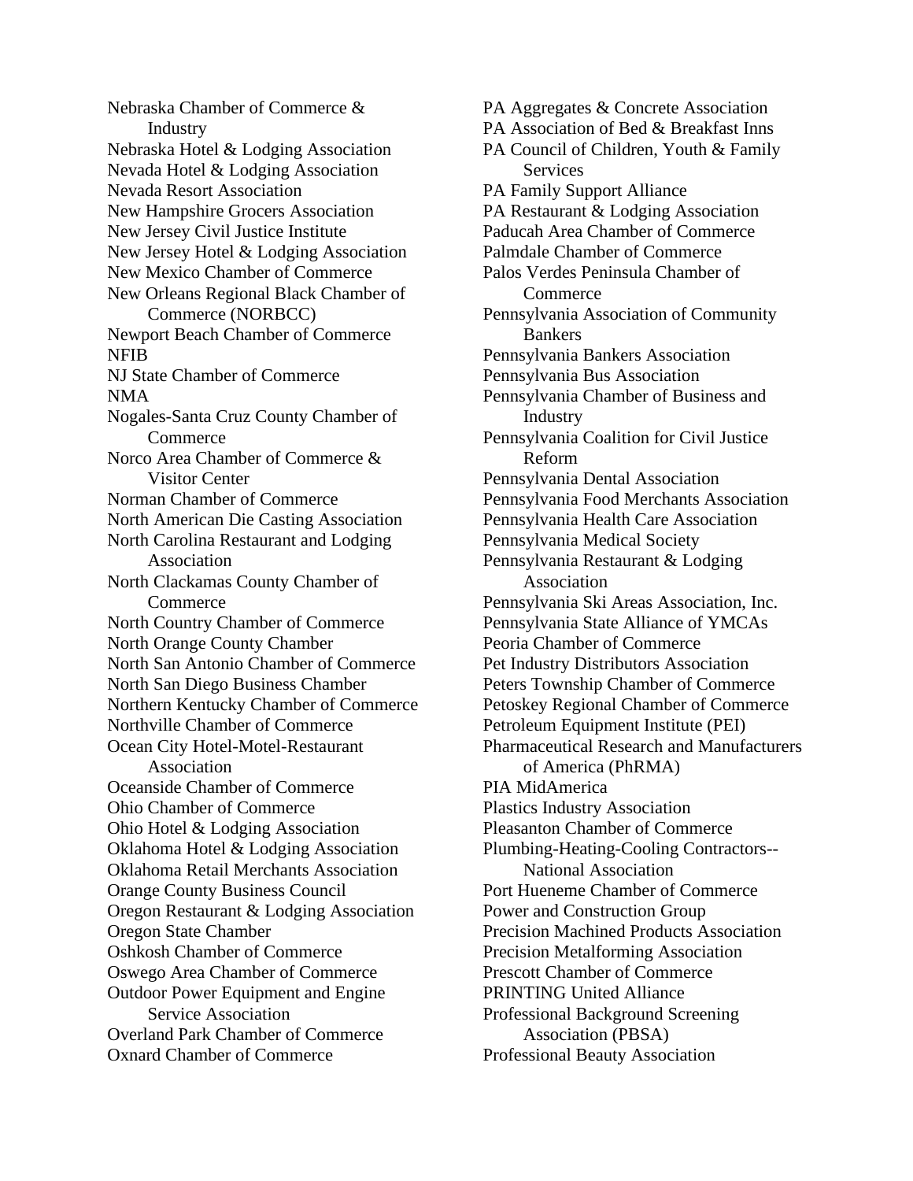Nebraska Chamber of Commerce & Industry
Nebraska Hotel & Lodging Association
Nevada Hotel & Lodging Association
Nevada Resort Association
New Hampshire Grocers Association
New Jersey Civil Justice Institute
New Jersey Hotel & Lodging Association
New Mexico Chamber of Commerce
New Orleans Regional Black Chamber of Commerce (NORBCC)
Newport Beach Chamber of Commerce
NFIB
NJ State Chamber of Commerce
NMA
Nogales-Santa Cruz County Chamber of Commerce
Norco Area Chamber of Commerce & Visitor Center
Norman Chamber of Commerce
North American Die Casting Association
North Carolina Restaurant and Lodging Association
North Clackamas County Chamber of Commerce
North Country Chamber of Commerce
North Orange County Chamber
North San Antonio Chamber of Commerce
North San Diego Business Chamber
Northern Kentucky Chamber of Commerce
Northville Chamber of Commerce
Ocean City Hotel-Motel-Restaurant Association
Oceanside Chamber of Commerce
Ohio Chamber of Commerce
Ohio Hotel & Lodging Association
Oklahoma Hotel & Lodging Association
Oklahoma Retail Merchants Association
Orange County Business Council
Oregon Restaurant & Lodging Association
Oregon State Chamber
Oshkosh Chamber of Commerce
Oswego Area Chamber of Commerce
Outdoor Power Equipment and Engine Service Association
Overland Park Chamber of Commerce
Oxnard Chamber of Commerce
PA Aggregates & Concrete Association
PA Association of Bed & Breakfast Inns
PA Council of Children, Youth & Family Services
PA Family Support Alliance
PA Restaurant & Lodging Association
Paducah Area Chamber of Commerce
Palmdale Chamber of Commerce
Palos Verdes Peninsula Chamber of Commerce
Pennsylvania Association of Community Bankers
Pennsylvania Bankers Association
Pennsylvania Bus Association
Pennsylvania Chamber of Business and Industry
Pennsylvania Coalition for Civil Justice Reform
Pennsylvania Dental Association
Pennsylvania Food Merchants Association
Pennsylvania Health Care Association
Pennsylvania Medical Society
Pennsylvania Restaurant & Lodging Association
Pennsylvania Ski Areas Association, Inc.
Pennsylvania State Alliance of YMCAs
Peoria Chamber of Commerce
Pet Industry Distributors Association
Peters Township Chamber of Commerce
Petoskey Regional Chamber of Commerce
Petroleum Equipment Institute (PEI)
Pharmaceutical Research and Manufacturers of America (PhRMA)
PIA MidAmerica
Plastics Industry Association
Pleasanton Chamber of Commerce
Plumbing-Heating-Cooling Contractors--National Association
Port Hueneme Chamber of Commerce
Power and Construction Group
Precision Machined Products Association
Precision Metalforming Association
Prescott Chamber of Commerce
PRINTING United Alliance
Professional Background Screening Association (PBSA)
Professional Beauty Association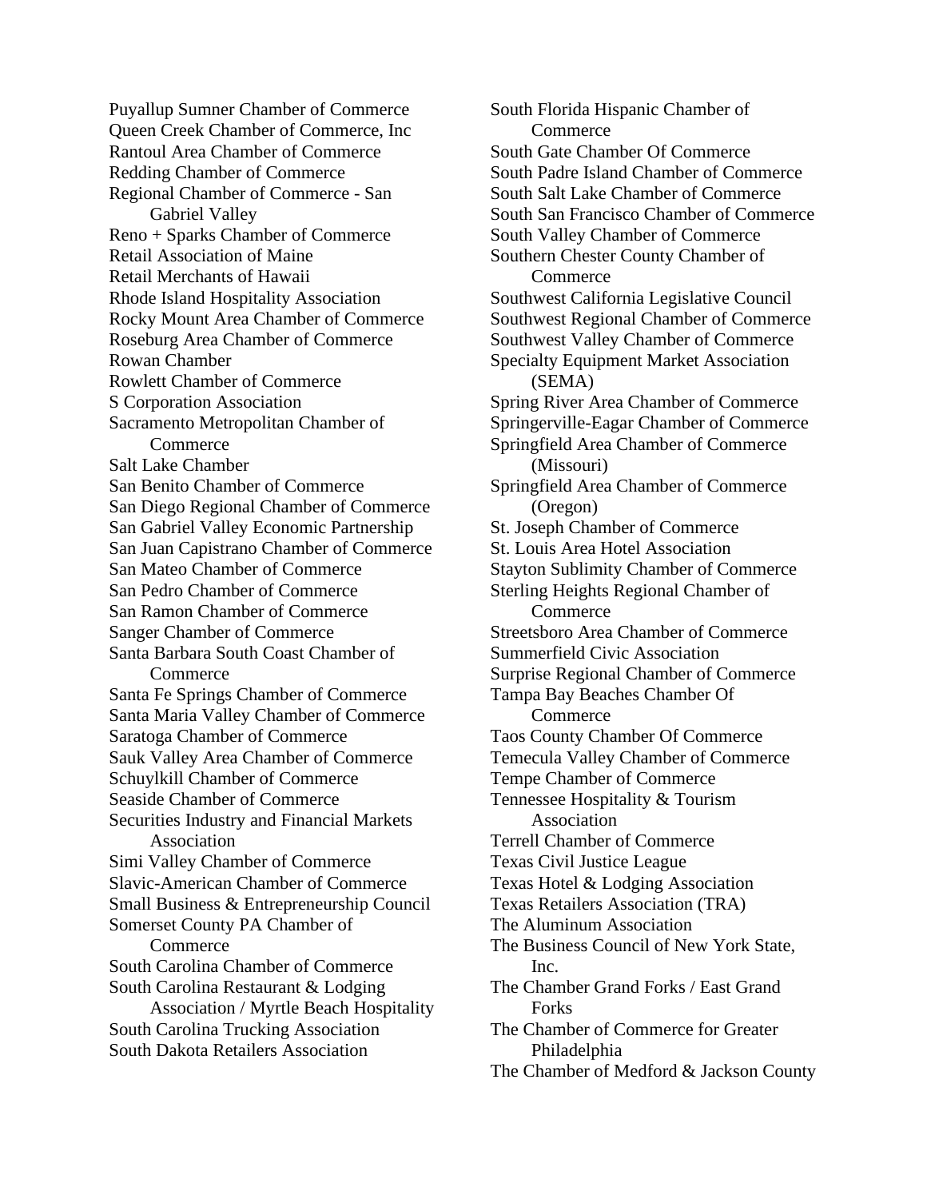Puyallup Sumner Chamber of Commerce
Queen Creek Chamber of Commerce, Inc
Rantoul Area Chamber of Commerce
Redding Chamber of Commerce
Regional Chamber of Commerce - San Gabriel Valley
Reno + Sparks Chamber of Commerce
Retail Association of Maine
Retail Merchants of Hawaii
Rhode Island Hospitality Association
Rocky Mount Area Chamber of Commerce
Roseburg Area Chamber of Commerce
Rowan Chamber
Rowlett Chamber of Commerce
S Corporation Association
Sacramento Metropolitan Chamber of Commerce
Salt Lake Chamber
San Benito Chamber of Commerce
San Diego Regional Chamber of Commerce
San Gabriel Valley Economic Partnership
San Juan Capistrano Chamber of Commerce
San Mateo Chamber of Commerce
San Pedro Chamber of Commerce
San Ramon Chamber of Commerce
Sanger Chamber of Commerce
Santa Barbara South Coast Chamber of Commerce
Santa Fe Springs Chamber of Commerce
Santa Maria Valley Chamber of Commerce
Saratoga Chamber of Commerce
Sauk Valley Area Chamber of Commerce
Schuylkill Chamber of Commerce
Seaside Chamber of Commerce
Securities Industry and Financial Markets Association
Simi Valley Chamber of Commerce
Slavic-American Chamber of Commerce
Small Business & Entrepreneurship Council
Somerset County PA Chamber of Commerce
South Carolina Chamber of Commerce
South Carolina Restaurant & Lodging Association / Myrtle Beach Hospitality
South Carolina Trucking Association
South Dakota Retailers Association
South Florida Hispanic Chamber of Commerce
South Gate Chamber Of Commerce
South Padre Island Chamber of Commerce
South Salt Lake Chamber of Commerce
South San Francisco Chamber of Commerce
South Valley Chamber of Commerce
Southern Chester County Chamber of Commerce
Southwest California Legislative Council
Southwest Regional Chamber of Commerce
Southwest Valley Chamber of Commerce
Specialty Equipment Market Association (SEMA)
Spring River Area Chamber of Commerce
Springerville-Eagar Chamber of Commerce
Springfield Area Chamber of Commerce (Missouri)
Springfield Area Chamber of Commerce (Oregon)
St. Joseph Chamber of Commerce
St. Louis Area Hotel Association
Stayton Sublimity Chamber of Commerce
Sterling Heights Regional Chamber of Commerce
Streetsboro Area Chamber of Commerce
Summerfield Civic Association
Surprise Regional Chamber of Commerce
Tampa Bay Beaches Chamber Of Commerce
Taos County Chamber Of Commerce
Temecula Valley Chamber of Commerce
Tempe Chamber of Commerce
Tennessee Hospitality & Tourism Association
Terrell Chamber of Commerce
Texas Civil Justice League
Texas Hotel & Lodging Association
Texas Retailers Association (TRA)
The Aluminum Association
The Business Council of New York State, Inc.
The Chamber Grand Forks / East Grand Forks
The Chamber of Commerce for Greater Philadelphia
The Chamber of Medford & Jackson County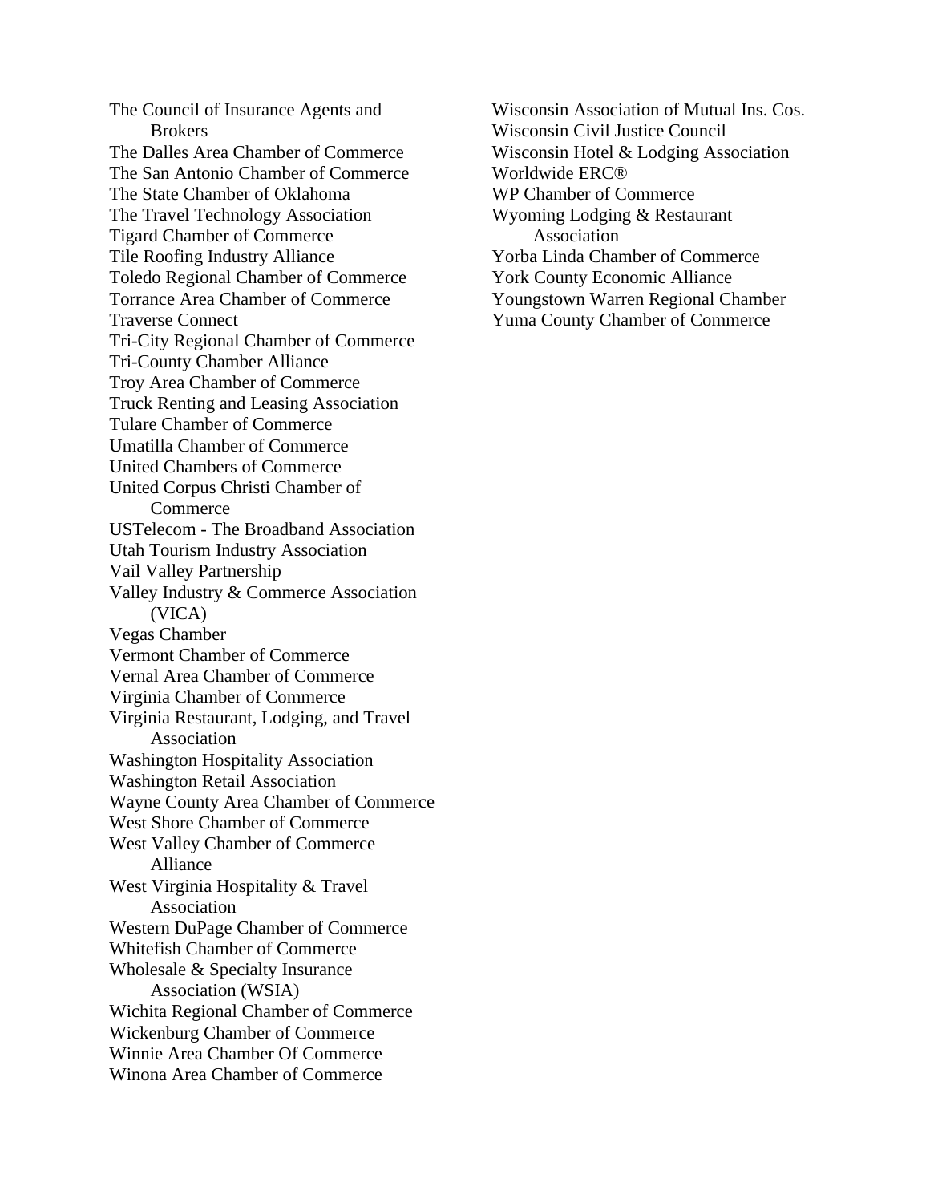The Council of Insurance Agents and Brokers
The Dalles Area Chamber of Commerce
The San Antonio Chamber of Commerce
The State Chamber of Oklahoma
The Travel Technology Association
Tigard Chamber of Commerce
Tile Roofing Industry Alliance
Toledo Regional Chamber of Commerce
Torrance Area Chamber of Commerce
Traverse Connect
Tri-City Regional Chamber of Commerce
Tri-County Chamber Alliance
Troy Area Chamber of Commerce
Truck Renting and Leasing Association
Tulare Chamber of Commerce
Umatilla Chamber of Commerce
United Chambers of Commerce
United Corpus Christi Chamber of Commerce
USTelecom - The Broadband Association
Utah Tourism Industry Association
Vail Valley Partnership
Valley Industry & Commerce Association (VICA)
Vegas Chamber
Vermont Chamber of Commerce
Vernal Area Chamber of Commerce
Virginia Chamber of Commerce
Virginia Restaurant, Lodging, and Travel Association
Washington Hospitality Association
Washington Retail Association
Wayne County Area Chamber of Commerce
West Shore Chamber of Commerce
West Valley Chamber of Commerce Alliance
West Virginia Hospitality & Travel Association
Western DuPage Chamber of Commerce
Whitefish Chamber of Commerce
Wholesale & Specialty Insurance Association (WSIA)
Wichita Regional Chamber of Commerce
Wickenburg Chamber of Commerce
Winnie Area Chamber Of Commerce
Winona Area Chamber of Commerce
Wisconsin Association of Mutual Ins. Cos.
Wisconsin Civil Justice Council
Wisconsin Hotel & Lodging Association
Worldwide ERC®
WP Chamber of Commerce
Wyoming Lodging & Restaurant Association
Yorba Linda Chamber of Commerce
York County Economic Alliance
Youngstown Warren Regional Chamber
Yuma County Chamber of Commerce